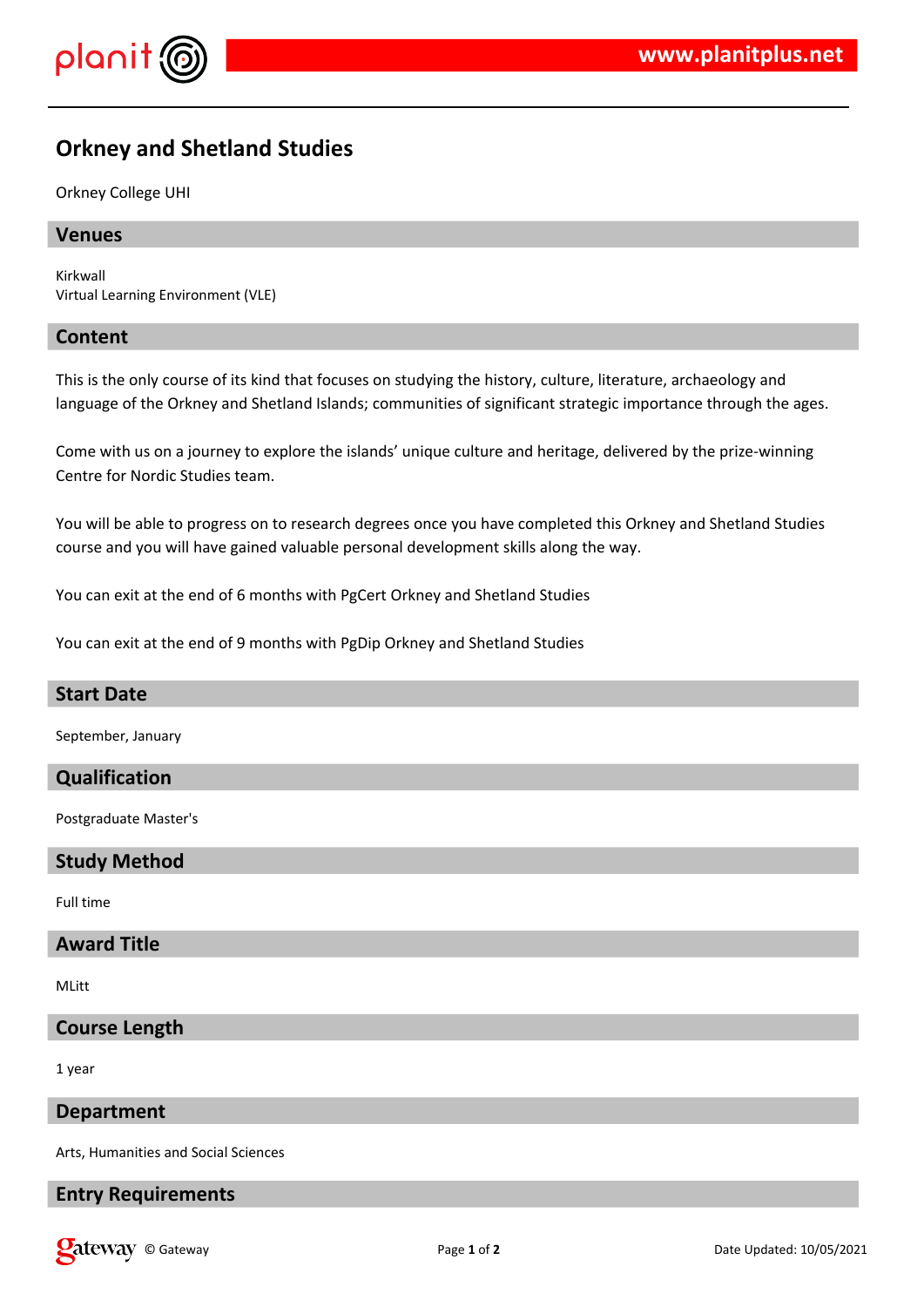# Orkney and Shetland Studies

Orkney College UHI

## Venues

Kirkwall
Virtual Learning Environment (VLE)

## Content

This is the only course of its kind that focuses on studying the history, culture, literature, archaeology and language of the Orkney and Shetland Islands; communities of significant strategic importance through the ages.

Come with us on a journey to explore the islands' unique culture and heritage, delivered by the prize-winning Centre for Nordic Studies team.

You will be able to progress on to research degrees once you have completed this Orkney and Shetland Studies course and you will have gained valuable personal development skills along the way.

You can exit at the end of 6 months with PgCert Orkney and Shetland Studies

You can exit at the end of 9 months with PgDip Orkney and Shetland Studies

## Start Date

September, January

## Qualification

Postgraduate Master's

## Study Method

Full time

## Award Title

MLitt

## Course Length

1 year

## Department

Arts, Humanities and Social Sciences

## Entry Requirements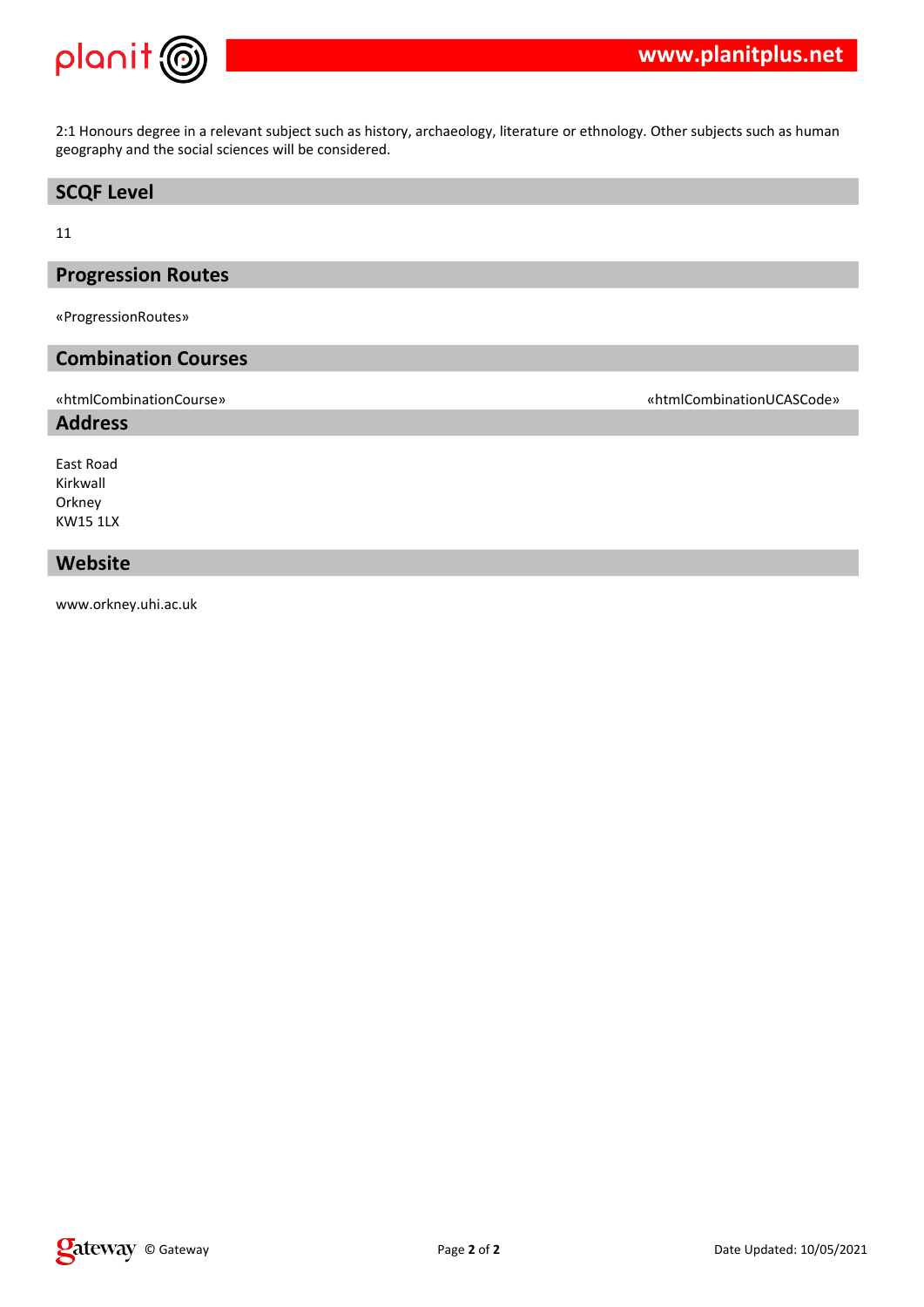2:1 Honours degree in a relevant subject such as history, archaeology, literature or ethnology. Other subjects such as human geography and the social sciences will be considered.

## SCQF Level

11

## Progression Routes

«ProgressionRoutes»

## Combination Courses

«htmlCombinationCourse» «htmlCombinationUCASCode»

## Address

East Road
Kirkwall
Orkney
KW15 1LX

## Website

www.orkney.uhi.ac.uk